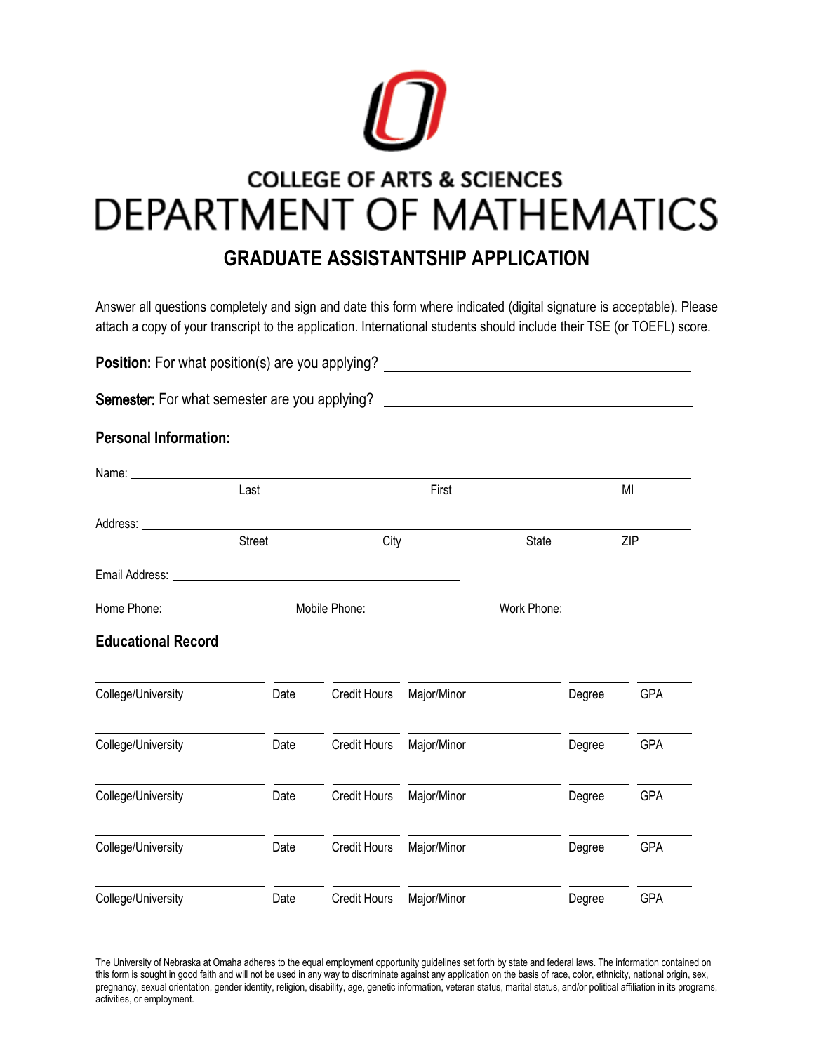COLLEGE OF ARTS & SCIENCES

# DEPARTMENT OF MATHEMATICS

## GRADUATE ASSISTANTSHIP APPLICATION

Answer all questions completely and sign and date this form where indicated (digital signature is acceptable). Please attach a copy of your transcript to the application. International students should include their TSE (or TOEFL) score.

**Position:** For what position(s) are you applying? ______________________________

**Semester:** For what semester are you applying? ______________________________

### Personal Information:

Name: ____________________________________________________________
Last First MI

Address: __________________________________________________________
Street City State ZIP

Email Address: ______________________________

Home Phone: ________________ Mobile Phone: ________________ Work Phone: ________________

### Educational Record

| College/University | Date | Credit Hours | Major/Minor | Degree | GPA |
|---|---|---|---|---|---|
| | | | | | |
| | | | | | |
| | | | | | |
| | | | | | |
| | | | | | |

The University of Nebraska at Omaha adheres to the equal employment opportunity guidelines set forth by state and federal laws. The information contained on this form is sought in good faith and will not be used in any way to discriminate against any application on the basis of race, color, ethnicity, national origin, sex, pregnancy, sexual orientation, gender identity, religion, disability, age, genetic information, veteran status, marital status, and/or political affiliation in its programs, activities, or employment.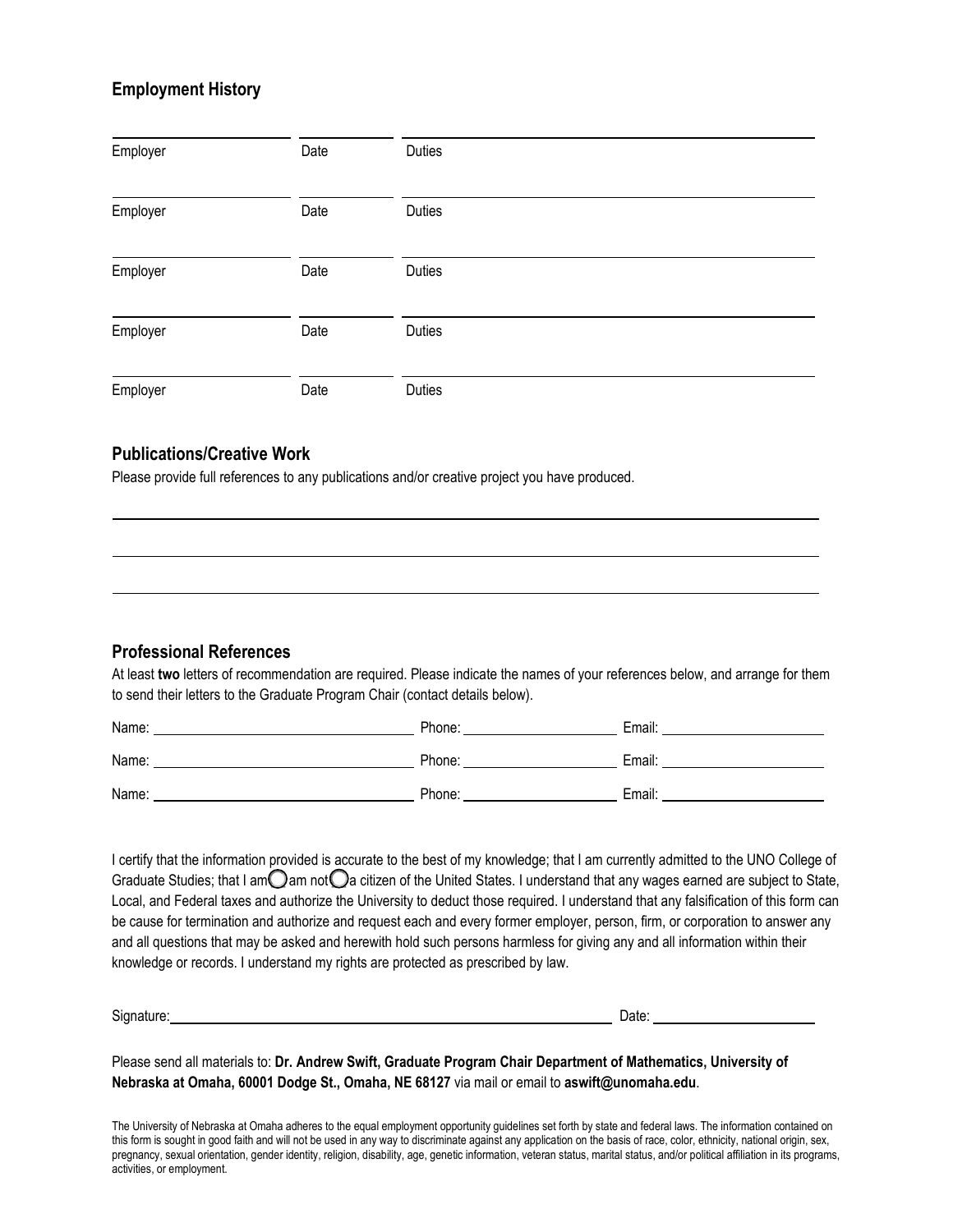## Employment History

| | | |
|---|---|---|
| Employer | Date | Duties |
| Employer | Date | Duties |
| Employer | Date | Duties |
| Employer | Date | Duties |
| Employer | Date | Duties |

## Publications/Creative Work

Please provide full references to any publications and/or creative project you have produced.

## Professional References

At least **two** letters of recommendation are required. Please indicate the names of your references below, and arrange for them to send their letters to the Graduate Program Chair (contact details below).

Name: ______________________ Phone: ______________________ Email: ______________________

Name: ______________________ Phone: ______________________ Email: ______________________

Name: ______________________ Phone: ______________________ Email: ______________________

I certify that the information provided is accurate to the best of my knowledge; that I am currently admitted to the UNO College of Graduate Studies; that I am ◯ am not ◯ a citizen of the United States. I understand that any wages earned are subject to State, Local, and Federal taxes and authorize the University to deduct those required. I understand that any falsification of this form can be cause for termination and authorize and request each and every former employer, person, firm, or corporation to answer any and all questions that may be asked and herewith hold such persons harmless for giving any and all information within their knowledge or records. I understand my rights are protected as prescribed by law.

Signature: ______________________ Date: ______________________

Please send all materials to: **Dr. Andrew Swift, Graduate Program Chair Department of Mathematics, University of Nebraska at Omaha, 60001 Dodge St., Omaha, NE 68127** via mail or email to **aswift@unomaha.edu**.

The University of Nebraska at Omaha adheres to the equal employment opportunity guidelines set forth by state and federal laws. The information contained on this form is sought in good faith and will not be used in any way to discriminate against any application on the basis of race, color, ethnicity, national origin, sex, pregnancy, sexual orientation, gender identity, religion, disability, age, genetic information, veteran status, marital status, and/or political affiliation in its programs, activities, or employment.